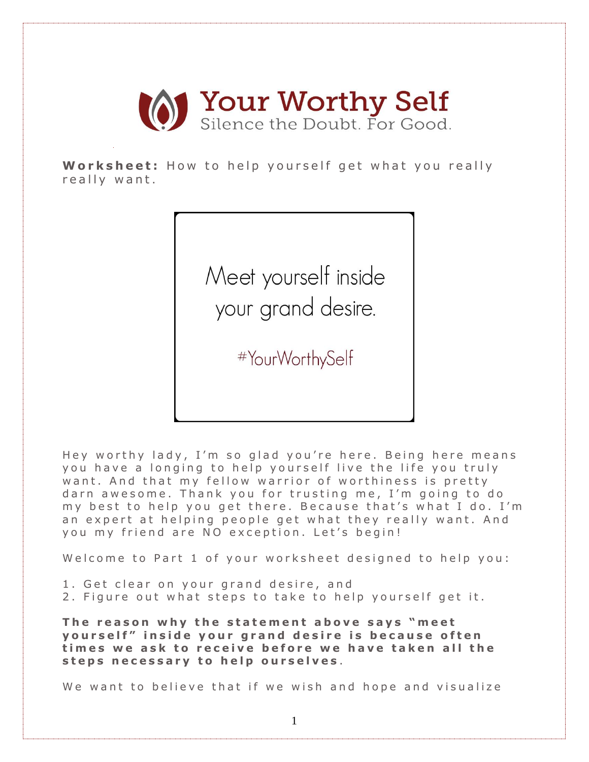# Your Worthy Self

Silence the Doubt. For Good.

**Worksheet:** How to help yourself get what you really really want.

Meet yourself inside your grand desire.

#YourWorthySelf

Hey worthy lady, I'm so glad you're here. Being here means you have a longing to help yourself live the life you truly want. And that my fellow warrior of worthiness is pretty darn awesome. Thank you for trusting me, I'm going to do my best to help you get there. Because that's what I do. I'm an expert at helping people get what they really want. And you my friend are NO exception. Let's begin!

Welcome to Part 1 of your worksheet designed to help you:

1. Get clear on your grand desire, and
2. Figure out what steps to take to help yourself get it.

**The reason why the statement above says "meet yourself" inside your grand desire is because often times we ask to receive before we have taken all the steps necessary to help ourselves.**

We want to believe that if we wish and hope and visualize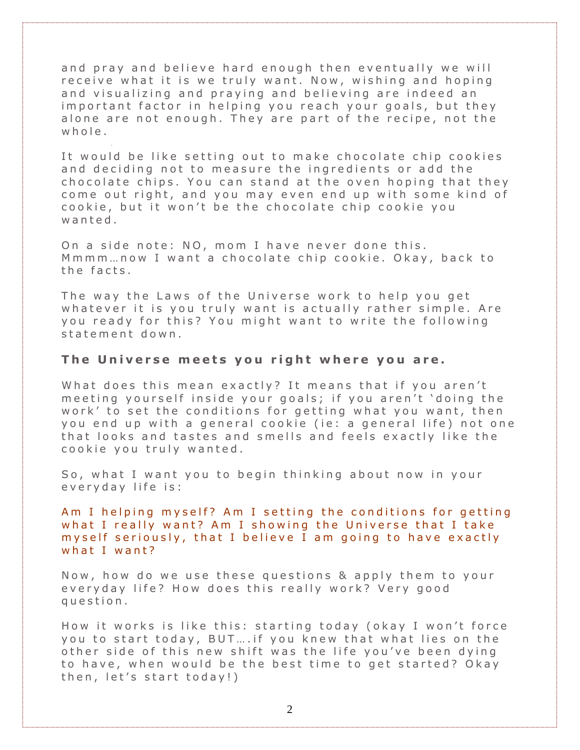and pray and believe hard enough then eventually we will receive what it is we truly want. Now, wishing and hoping and visualizing and praying and believing are indeed an important factor in helping you reach your goals, but they alone are not enough. They are part of the recipe, not the whole.

It would be like setting out to make chocolate chip cookies and deciding not to measure the ingredients or add the chocolate chips. You can stand at the oven hoping that they come out right, and you may even end up with some kind of cookie, but it won't be the chocolate chip cookie you wanted.

On a side note: NO, mom I have never done this. Mmmm…now I want a chocolate chip cookie. Okay, back to the facts.

The way the Laws of the Universe work to help you get whatever it is you truly want is actually rather simple. Are you ready for this? You might want to write the following statement down.

**The Universe meets you right where you are.**

What does this mean exactly? It means that if you aren't meeting yourself inside your goals; if you aren't 'doing the work' to set the conditions for getting what you want, then you end up with a general cookie (ie: a general life) not one that looks and tastes and smells and feels exactly like the cookie you truly wanted.

So, what I want you to begin thinking about now in your everyday life is:

Am I helping myself? Am I setting the conditions for getting what I really want? Am I showing the Universe that I take myself seriously, that I believe I am going to have exactly what I want?

Now, how do we use these questions & apply them to your everyday life? How does this really work? Very good question.

How it works is like this: starting today (okay I won't force you to start today, BUT….if you knew that what lies on the other side of this new shift was the life you've been dying to have, when would be the best time to get started? Okay then, let's start today!)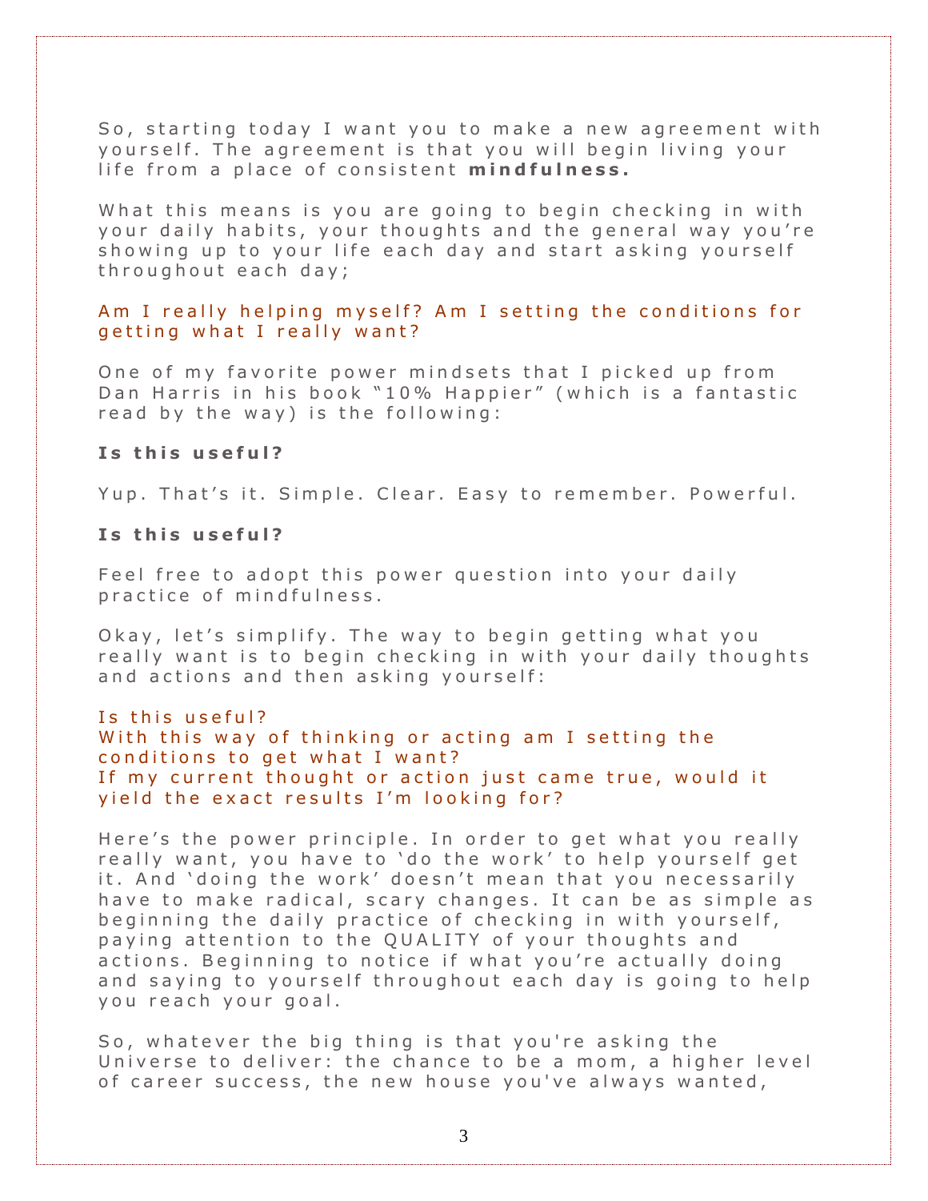So, starting today I want you to make a new agreement with yourself. The agreement is that you will begin living your life from a place of consistent **mindfulness.**

What this means is you are going to begin checking in with your daily habits, your thoughts and the general way you're showing up to your life each day and start asking yourself throughout each day;

Am I really helping myself? Am I setting the conditions for getting what I really want?

One of my favorite power mindsets that I picked up from Dan Harris in his book "10% Happier" (which is a fantastic read by the way) is the following:

**Is this useful?**

Yup. That's it. Simple. Clear. Easy to remember. Powerful.

**Is this useful?**

Feel free to adopt this power question into your daily practice of mindfulness.

Okay, let's simplify. The way to begin getting what you really want is to begin checking in with your daily thoughts and actions and then asking yourself:

Is this useful?
With this way of thinking or acting am I setting the conditions to get what I want?
If my current thought or action just came true, would it yield the exact results I'm looking for?

Here's the power principle. In order to get what you really really want, you have to 'do the work' to help yourself get it. And 'doing the work' doesn't mean that you necessarily have to make radical, scary changes. It can be as simple as beginning the daily practice of checking in with yourself, paying attention to the QUALITY of your thoughts and actions. Beginning to notice if what you're actually doing and saying to yourself throughout each day is going to help you reach your goal.

So, whatever the big thing is that you're asking the Universe to deliver: the chance to be a mom, a higher level of career success, the new house you've always wanted,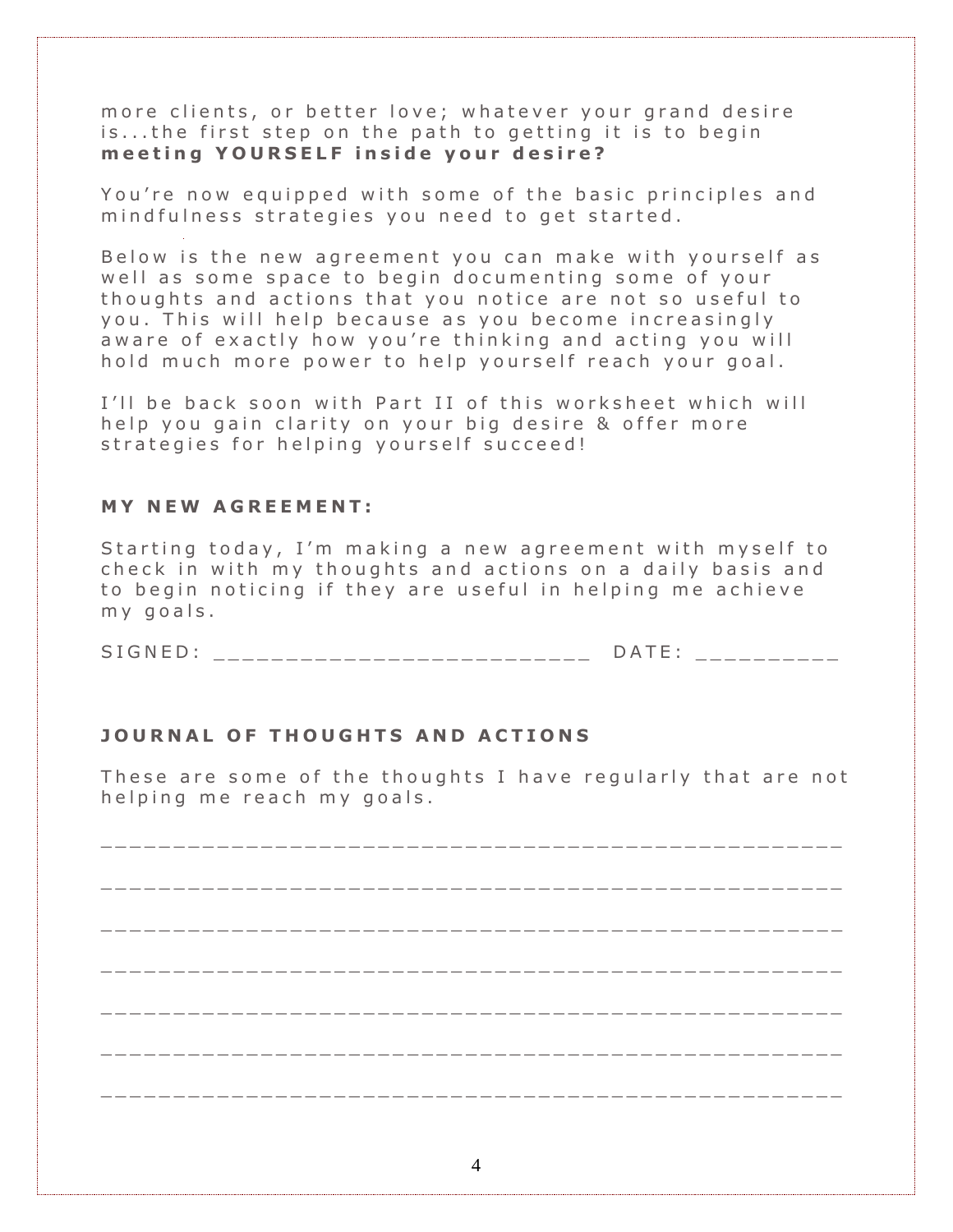more clients, or better love; whatever your grand desire is...the first step on the path to getting it is to begin **meeting YOURSELF inside your desire?**

You're now equipped with some of the basic principles and mindfulness strategies you need to get started.

Below is the new agreement you can make with yourself as well as some space to begin documenting some of your thoughts and actions that you notice are not so useful to you. This will help because as you become increasingly aware of exactly how you're thinking and acting you will hold much more power to help yourself reach your goal.

I'll be back soon with Part II of this worksheet which will help you gain clarity on your big desire & offer more strategies for helping yourself succeed!

## MY NEW AGREEMENT:

Starting today, I'm making a new agreement with myself to check in with my thoughts and actions on a daily basis and to begin noticing if they are useful in helping me achieve my goals.

SIGNED: __________________________ DATE: __________

## JOURNAL OF THOUGHTS AND ACTIONS

These are some of the thoughts I have regularly that are not helping me reach my goals.

__________________________________________________

__________________________________________________

__________________________________________________

__________________________________________________

__________________________________________________

__________________________________________________

__________________________________________________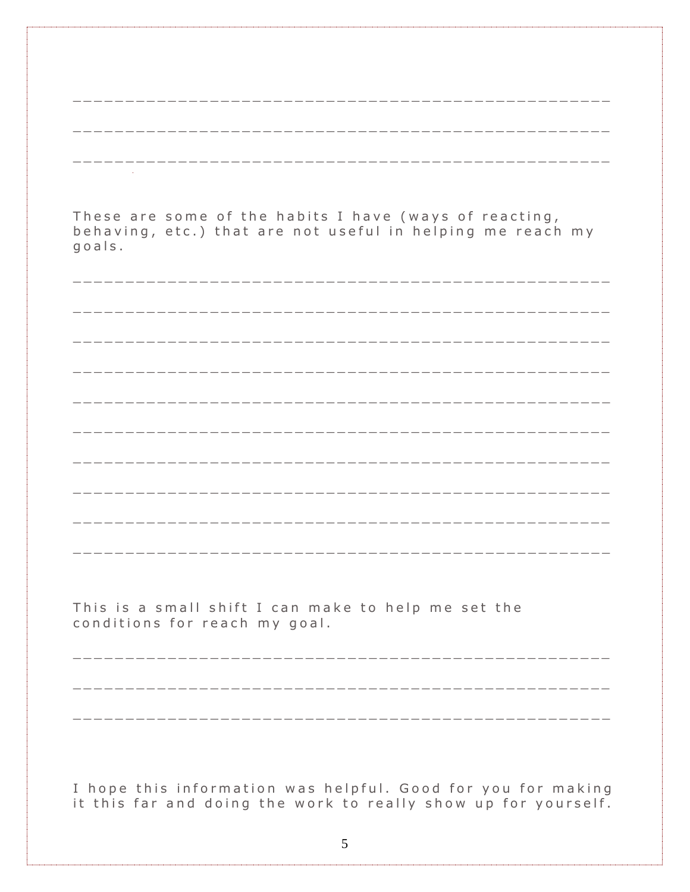_________________________________________________

_________________________________________________

_________________________________________________

These are some of the habits I have (ways of reacting, behaving, etc.) that are not useful in helping me reach my goals.

_________________________________________________

_________________________________________________

_________________________________________________

_________________________________________________

_________________________________________________

_________________________________________________

_________________________________________________

_________________________________________________

_________________________________________________

_________________________________________________

This is a small shift I can make to help me set the conditions for reach my goal.

_________________________________________________

_________________________________________________

_________________________________________________

I hope this information was helpful. Good for you for making it this far and doing the work to really show up for yourself.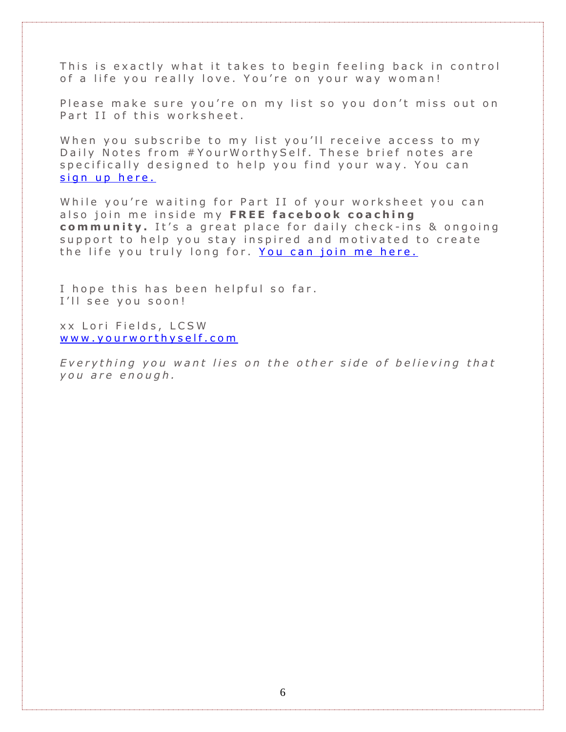This is exactly what it takes to begin feeling back in control of a life you really love. You're on your way woman!

Please make sure you're on my list so you don't miss out on Part II of this worksheet.

When you subscribe to my list you'll receive access to my Daily Notes from #YourWorthySelf. These brief notes are specifically designed to help you find your way. You can sign up here.

While you're waiting for Part II of your worksheet you can also join me inside my **FREE facebook coaching community.** It's a great place for daily check-ins & ongoing support to help you stay inspired and motivated to create the life you truly long for. You can join me here.

I hope this has been helpful so far.
I'll see you soon!

xx Lori Fields, LCSW
www.yourworthyself.com

*Everything you want lies on the other side of believing that you are enough.*